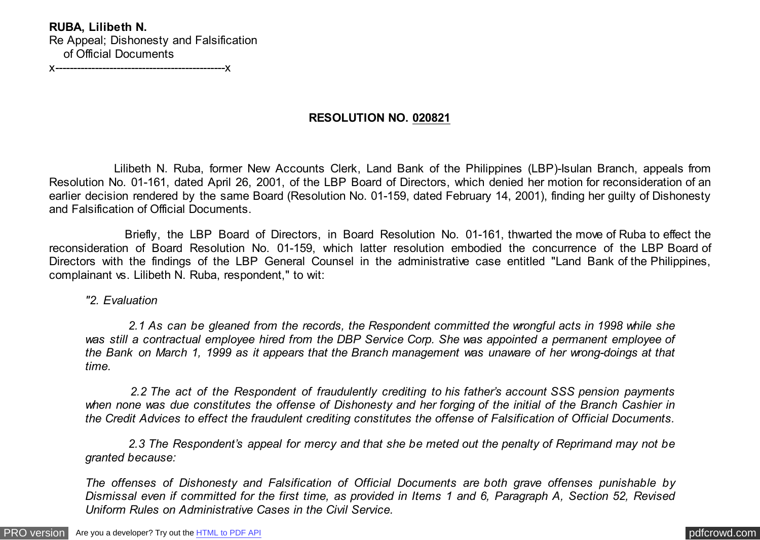**RUBA, Lilibeth N.**
Re Appeal; Dishonesty and Falsification
of Official Documents
x----------------------------------------------x

**RESOLUTION NO. 020821**

Lilibeth N. Ruba, former New Accounts Clerk, Land Bank of the Philippines (LBP)-Isulan Branch, appeals from Resolution No. 01-161, dated April 26, 2001, of the LBP Board of Directors, which denied her motion for reconsideration of an earlier decision rendered by the same Board (Resolution No. 01-159, dated February 14, 2001), finding her guilty of Dishonesty and Falsification of Official Documents.

Briefly, the LBP Board of Directors, in Board Resolution No. 01-161, thwarted the move of Ruba to effect the reconsideration of Board Resolution No. 01-159, which latter resolution embodied the concurrence of the LBP Board of Directors with the findings of the LBP General Counsel in the administrative case entitled "Land Bank of the Philippines, complainant vs. Lilibeth N. Ruba, respondent," to wit:

*"2. Evaluation*

*2.1 As can be gleaned from the records, the Respondent committed the wrongful acts in 1998 while she was still a contractual employee hired from the DBP Service Corp. She was appointed a permanent employee of the Bank on March 1, 1999 as it appears that the Branch management was unaware of her wrong-doings at that time.*

*2.2 The act of the Respondent of fraudulently crediting to his father's account SSS pension payments when none was due constitutes the offense of Dishonesty and her forging of the initial of the Branch Cashier in the Credit Advices to effect the fraudulent crediting constitutes the offense of Falsification of Official Documents.*

*2.3 The Respondent's appeal for mercy and that she be meted out the penalty of Reprimand may not be granted because:*

*The offenses of Dishonesty and Falsification of Official Documents are both grave offenses punishable by Dismissal even if committed for the first time, as provided in Items 1 and 6, Paragraph A, Section 52, Revised Uniform Rules on Administrative Cases in the Civil Service.*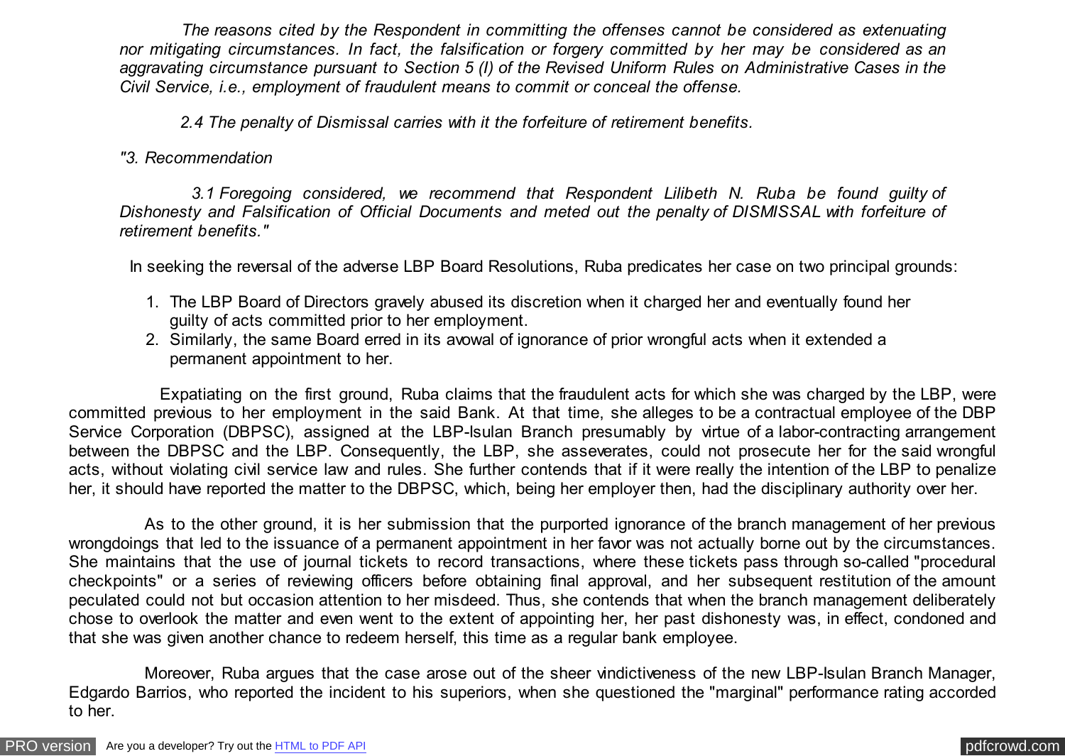*The reasons cited by the Respondent in committing the offenses cannot be considered as extenuating nor mitigating circumstances. In fact, the falsification or forgery committed by her may be considered as an aggravating circumstance pursuant to Section 5 (l) of the Revised Uniform Rules on Administrative Cases in the Civil Service, i.e., employment of fraudulent means to commit or conceal the offense.*

*2.4 The penalty of Dismissal carries with it the forfeiture of retirement benefits.*

*"3. Recommendation*

*3.1 Foregoing considered, we recommend that Respondent Lilibeth N. Ruba be found guilty of Dishonesty and Falsification of Official Documents and meted out the penalty of DISMISSAL with forfeiture of retirement benefits."*

In seeking the reversal of the adverse LBP Board Resolutions, Ruba predicates her case on two principal grounds:

1. The LBP Board of Directors gravely abused its discretion when it charged her and eventually found her guilty of acts committed prior to her employment.
2. Similarly, the same Board erred in its avowal of ignorance of prior wrongful acts when it extended a permanent appointment to her.

Expatiating on the first ground, Ruba claims that the fraudulent acts for which she was charged by the LBP, were committed previous to her employment in the said Bank. At that time, she alleges to be a contractual employee of the DBP Service Corporation (DBPSC), assigned at the LBP-Isulan Branch presumably by virtue of a labor-contracting arrangement between the DBPSC and the LBP. Consequently, the LBP, she asseverates, could not prosecute her for the said wrongful acts, without violating civil service law and rules. She further contends that if it were really the intention of the LBP to penalize her, it should have reported the matter to the DBPSC, which, being her employer then, had the disciplinary authority over her.

As to the other ground, it is her submission that the purported ignorance of the branch management of her previous wrongdoings that led to the issuance of a permanent appointment in her favor was not actually borne out by the circumstances. She maintains that the use of journal tickets to record transactions, where these tickets pass through so-called "procedural checkpoints" or a series of reviewing officers before obtaining final approval, and her subsequent restitution of the amount peculated could not but occasion attention to her misdeed. Thus, she contends that when the branch management deliberately chose to overlook the matter and even went to the extent of appointing her, her past dishonesty was, in effect, condoned and that she was given another chance to redeem herself, this time as a regular bank employee.

Moreover, Ruba argues that the case arose out of the sheer vindictiveness of the new LBP-Isulan Branch Manager, Edgardo Barrios, who reported the incident to his superiors, when she questioned the "marginal" performance rating accorded to her.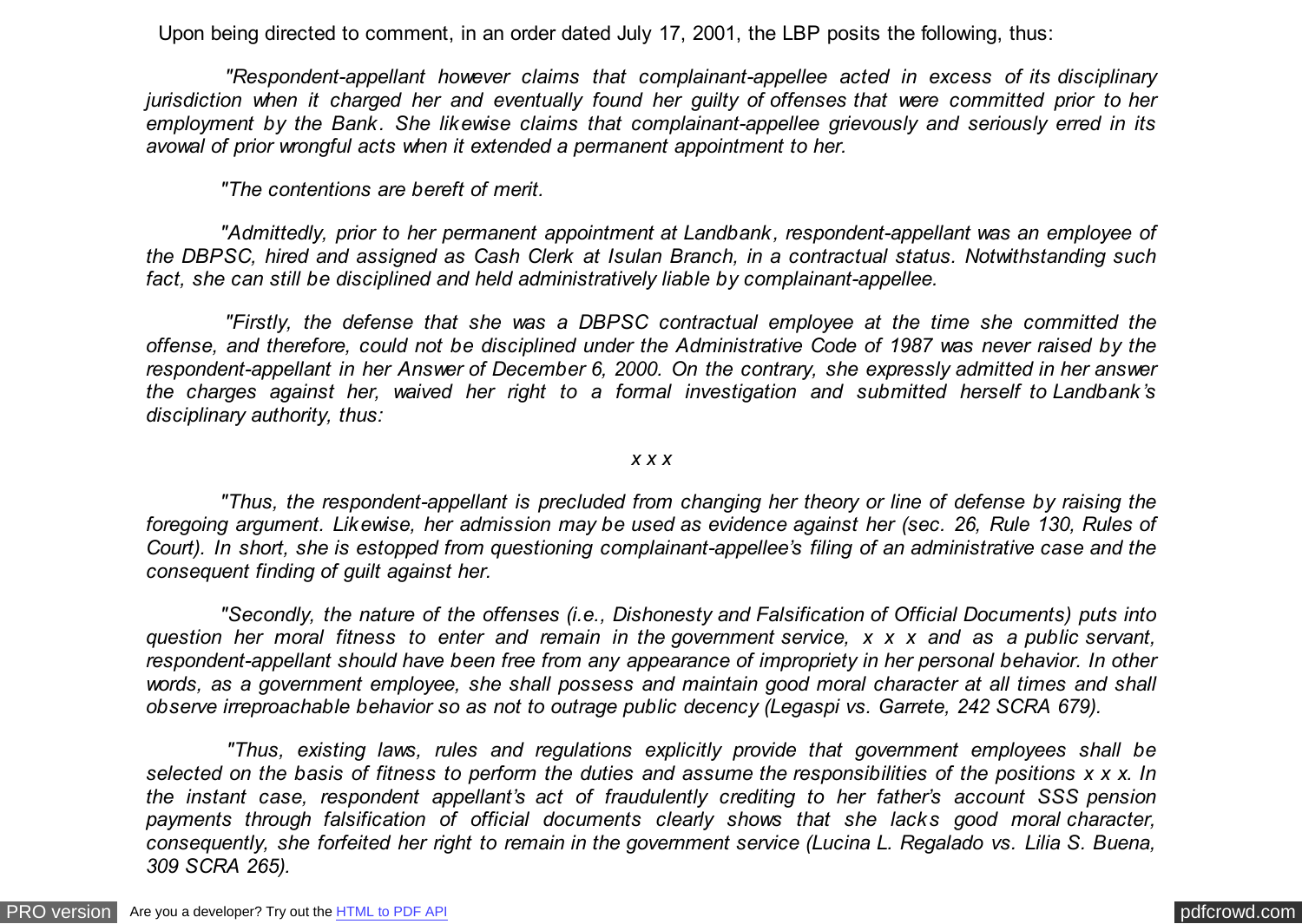Upon being directed to comment, in an order dated July 17, 2001, the LBP posits the following, thus:

*"Respondent-appellant however claims that complainant-appellee acted in excess of its disciplinary jurisdiction when it charged her and eventually found her guilty of offenses that were committed prior to her employment by the Bank. She likewise claims that complainant-appellee grievously and seriously erred in its avowal of prior wrongful acts when it extended a permanent appointment to her.*

*"The contentions are bereft of merit.*

*"Admittedly, prior to her permanent appointment at Landbank, respondent-appellant was an employee of the DBPSC, hired and assigned as Cash Clerk at Isulan Branch, in a contractual status. Notwithstanding such fact, she can still be disciplined and held administratively liable by complainant-appellee.*

*"Firstly, the defense that she was a DBPSC contractual employee at the time she committed the offense, and therefore, could not be disciplined under the Administrative Code of 1987 was never raised by the respondent-appellant in her Answer of December 6, 2000. On the contrary, she expressly admitted in her answer the charges against her, waived her right to a formal investigation and submitted herself to Landbank's disciplinary authority, thus:*

*x x x*

*"Thus, the respondent-appellant is precluded from changing her theory or line of defense by raising the foregoing argument. Likewise, her admission may be used as evidence against her (sec. 26, Rule 130, Rules of Court). In short, she is estopped from questioning complainant-appellee's filing of an administrative case and the consequent finding of guilt against her.*

*"Secondly, the nature of the offenses (i.e., Dishonesty and Falsification of Official Documents) puts into question her moral fitness to enter and remain in the government service, x x x and as a public servant, respondent-appellant should have been free from any appearance of impropriety in her personal behavior. In other words, as a government employee, she shall possess and maintain good moral character at all times and shall observe irreproachable behavior so as not to outrage public decency (Legaspi vs. Garrete, 242 SCRA 679).*

*"Thus, existing laws, rules and regulations explicitly provide that government employees shall be selected on the basis of fitness to perform the duties and assume the responsibilities of the positions x x x. In the instant case, respondent appellant's act of fraudulently crediting to her father's account SSS pension payments through falsification of official documents clearly shows that she lacks good moral character, consequently, she forfeited her right to remain in the government service (Lucina L. Regalado vs. Lilia S. Buena, 309 SCRA 265).*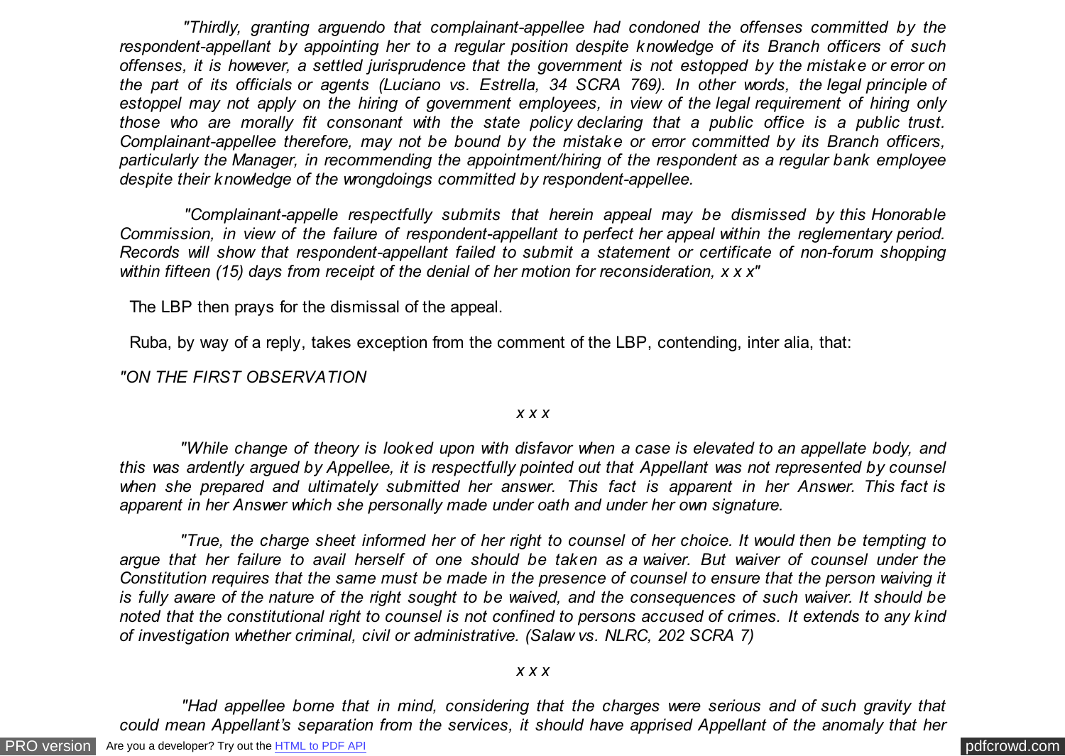*"Thirdly, granting arguendo that complainant-appellee had condoned the offenses committed by the respondent-appellant by appointing her to a regular position despite knowledge of its Branch officers of such offenses, it is however, a settled jurisprudence that the government is not estopped by the mistake or error on the part of its officials or agents (Luciano vs. Estrella, 34 SCRA 769). In other words, the legal principle of estoppel may not apply on the hiring of government employees, in view of the legal requirement of hiring only those who are morally fit consonant with the state policy declaring that a public office is a public trust. Complainant-appellee therefore, may not be bound by the mistake or error committed by its Branch officers, particularly the Manager, in recommending the appointment/hiring of the respondent as a regular bank employee despite their knowledge of the wrongdoings committed by respondent-appellee.*

*"Complainant-appelle respectfully submits that herein appeal may be dismissed by this Honorable Commission, in view of the failure of respondent-appellant to perfect her appeal within the reglementary period. Records will show that respondent-appellant failed to submit a statement or certificate of non-forum shopping within fifteen (15) days from receipt of the denial of her motion for reconsideration, x x x"*

The LBP then prays for the dismissal of the appeal.

Ruba, by way of a reply, takes exception from the comment of the LBP, contending, inter alia, that:

*"ON THE FIRST OBSERVATION*

*x x x*

*"While change of theory is looked upon with disfavor when a case is elevated to an appellate body, and this was ardently argued by Appellee, it is respectfully pointed out that Appellant was not represented by counsel when she prepared and ultimately submitted her answer. This fact is apparent in her Answer. This fact is apparent in her Answer which she personally made under oath and under her own signature.*

*"True, the charge sheet informed her of her right to counsel of her choice. It would then be tempting to argue that her failure to avail herself of one should be taken as a waiver. But waiver of counsel under the Constitution requires that the same must be made in the presence of counsel to ensure that the person waiving it is fully aware of the nature of the right sought to be waived, and the consequences of such waiver. It should be noted that the constitutional right to counsel is not confined to persons accused of crimes. It extends to any kind of investigation whether criminal, civil or administrative. (Salaw vs. NLRC, 202 SCRA 7)*

*x x x*

*"Had appellee borne that in mind, considering that the charges were serious and of such gravity that could mean Appellant's separation from the services, it should have apprised Appellant of the anomaly that her*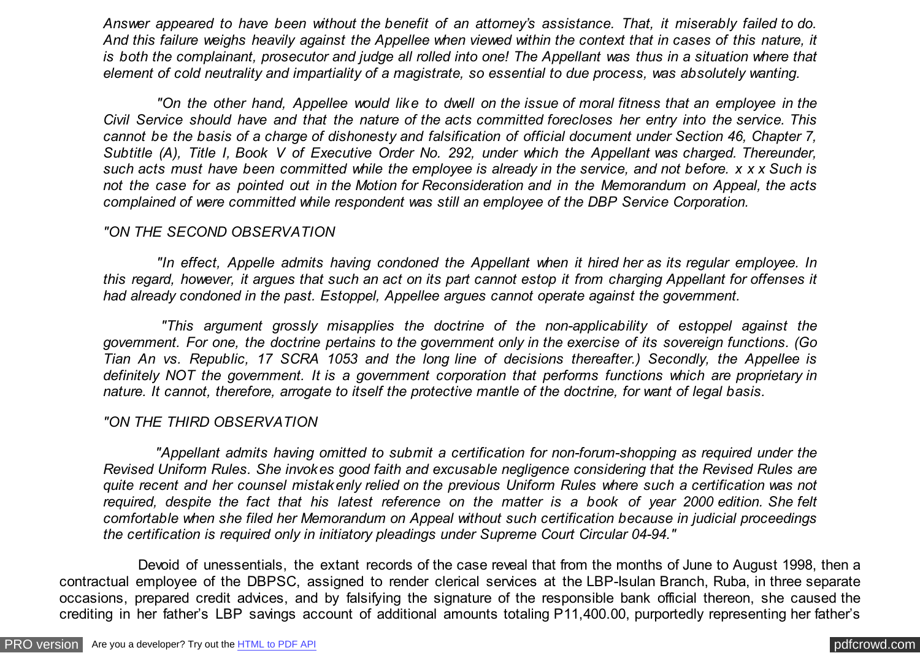*Answer appeared to have been without the benefit of an attorney's assistance. That, it miserably failed to do. And this failure weighs heavily against the Appellee when viewed within the context that in cases of this nature, it is both the complainant, prosecutor and judge all rolled into one! The Appellant was thus in a situation where that element of cold neutrality and impartiality of a magistrate, so essential to due process, was absolutely wanting.*

*"On the other hand, Appellee would like to dwell on the issue of moral fitness that an employee in the Civil Service should have and that the nature of the acts committed forecloses her entry into the service. This cannot be the basis of a charge of dishonesty and falsification of official document under Section 46, Chapter 7, Subtitle (A), Title I, Book V of Executive Order No. 292, under which the Appellant was charged. Thereunder, such acts must have been committed while the employee is already in the service, and not before. x x x Such is not the case for as pointed out in the Motion for Reconsideration and in the Memorandum on Appeal, the acts complained of were committed while respondent was still an employee of the DBP Service Corporation.*

*"ON THE SECOND OBSERVATION*

*"In effect, Appelle admits having condoned the Appellant when it hired her as its regular employee. In this regard, however, it argues that such an act on its part cannot estop it from charging Appellant for offenses it had already condoned in the past. Estoppel, Appellee argues cannot operate against the government.*

*"This argument grossly misapplies the doctrine of the non-applicability of estoppel against the government. For one, the doctrine pertains to the government only in the exercise of its sovereign functions. (Go Tian An vs. Republic, 17 SCRA 1053 and the long line of decisions thereafter.) Secondly, the Appellee is definitely NOT the government. It is a government corporation that performs functions which are proprietary in nature. It cannot, therefore, arrogate to itself the protective mantle of the doctrine, for want of legal basis.*

*"ON THE THIRD OBSERVATION*

*"Appellant admits having omitted to submit a certification for non-forum-shopping as required under the Revised Uniform Rules. She invokes good faith and excusable negligence considering that the Revised Rules are quite recent and her counsel mistakenly relied on the previous Uniform Rules where such a certification was not required, despite the fact that his latest reference on the matter is a book of year 2000 edition. She felt comfortable when she filed her Memorandum on Appeal without such certification because in judicial proceedings the certification is required only in initiatory pleadings under Supreme Court Circular 04-94."*

Devoid of unessentials, the extant records of the case reveal that from the months of June to August 1998, then a contractual employee of the DBPSC, assigned to render clerical services at the LBP-Isulan Branch, Ruba, in three separate occasions, prepared credit advices, and by falsifying the signature of the responsible bank official thereon, she caused the crediting in her father's LBP savings account of additional amounts totaling P11,400.00, purportedly representing her father's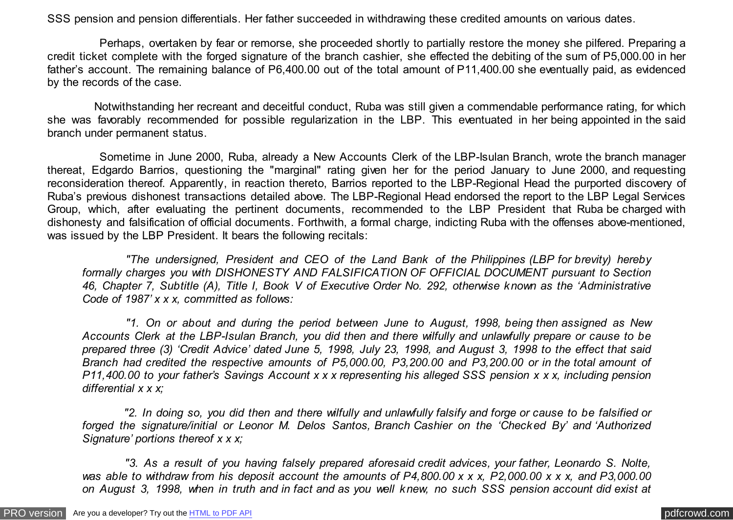SSS pension and pension differentials. Her father succeeded in withdrawing these credited amounts on various dates.

Perhaps, overtaken by fear or remorse, she proceeded shortly to partially restore the money she pilfered. Preparing a credit ticket complete with the forged signature of the branch cashier, she effected the debiting of the sum of P5,000.00 in her father's account. The remaining balance of P6,400.00 out of the total amount of P11,400.00 she eventually paid, as evidenced by the records of the case.

Notwithstanding her recreant and deceitful conduct, Ruba was still given a commendable performance rating, for which she was favorably recommended for possible regularization in the LBP. This eventuated in her being appointed in the said branch under permanent status.

Sometime in June 2000, Ruba, already a New Accounts Clerk of the LBP-Isulan Branch, wrote the branch manager thereat, Edgardo Barrios, questioning the "marginal" rating given her for the period January to June 2000, and requesting reconsideration thereof. Apparently, in reaction thereto, Barrios reported to the LBP-Regional Head the purported discovery of Ruba's previous dishonest transactions detailed above. The LBP-Regional Head endorsed the report to the LBP Legal Services Group, which, after evaluating the pertinent documents, recommended to the LBP President that Ruba be charged with dishonesty and falsification of official documents. Forthwith, a formal charge, indicting Ruba with the offenses above-mentioned, was issued by the LBP President. It bears the following recitals:

> *"The undersigned, President and CEO of the Land Bank of the Philippines (LBP for brevity) hereby formally charges you with DISHONESTY AND FALSIFICATION OF OFFICIAL DOCUMENT pursuant to Section 46, Chapter 7, Subtitle (A), Title I, Book V of Executive Order No. 292, otherwise known as the 'Administrative Code of 1987' x x x, committed as follows:*
>
> *"1. On or about and during the period between June to August, 1998, being then assigned as New Accounts Clerk at the LBP-Isulan Branch, you did then and there wilfully and unlawfully prepare or cause to be prepared three (3) 'Credit Advice' dated June 5, 1998, July 23, 1998, and August 3, 1998 to the effect that said Branch had credited the respective amounts of P5,000.00, P3,200.00 and P3,200.00 or in the total amount of P11,400.00 to your father's Savings Account x x x representing his alleged SSS pension x x x, including pension differential x x x;*
>
> *"2. In doing so, you did then and there wilfully and unlawfully falsify and forge or cause to be falsified or forged the signature/initial or Leonor M. Delos Santos, Branch Cashier on the 'Checked By' and 'Authorized Signature' portions thereof x x x;*
>
> *"3. As a result of you having falsely prepared aforesaid credit advices, your father, Leonardo S. Nolte, was able to withdraw from his deposit account the amounts of P4,800.00 x x x, P2,000.00 x x x, and P3,000.00 on August 3, 1998, when in truth and in fact and as you well knew, no such SSS pension account did exist at*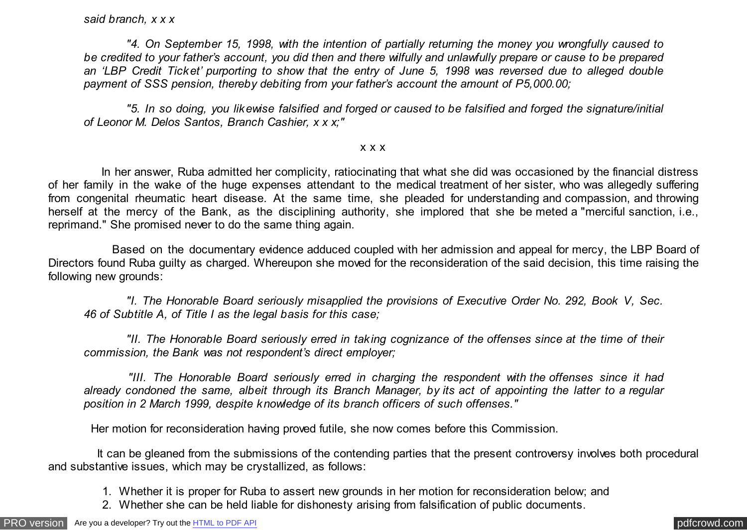*said branch, x x x*

> *"4. On September 15, 1998, with the intention of partially returning the money you wrongfully caused to be credited to your father's account, you did then and there wilfully and unlawfully prepare or cause to be prepared an 'LBP Credit Ticket' purporting to show that the entry of June 5, 1998 was reversed due to alleged double payment of SSS pension, thereby debiting from your father's account the amount of P5,000.00;*
>
> *"5. In so doing, you likewise falsified and forged or caused to be falsified and forged the signature/initial of Leonor M. Delos Santos, Branch Cashier, x x x;"*

x x x

In her answer, Ruba admitted her complicity, ratiocinating that what she did was occasioned by the financial distress of her family in the wake of the huge expenses attendant to the medical treatment of her sister, who was allegedly suffering from congenital rheumatic heart disease. At the same time, she pleaded for understanding and compassion, and throwing herself at the mercy of the Bank, as the disciplining authority, she implored that she be meted a "merciful sanction, i.e., reprimand." She promised never to do the same thing again.

Based on the documentary evidence adduced coupled with her admission and appeal for mercy, the LBP Board of Directors found Ruba guilty as charged. Whereupon she moved for the reconsideration of the said decision, this time raising the following new grounds:

> *"I. The Honorable Board seriously misapplied the provisions of Executive Order No. 292, Book V, Sec. 46 of Subtitle A, of Title I as the legal basis for this case;*
>
> *"II. The Honorable Board seriously erred in taking cognizance of the offenses since at the time of their commission, the Bank was not respondent's direct employer;*
>
> *"III. The Honorable Board seriously erred in charging the respondent with the offenses since it had already condoned the same, albeit through its Branch Manager, by its act of appointing the latter to a regular position in 2 March 1999, despite knowledge of its branch officers of such offenses."*

Her motion for reconsideration having proved futile, she now comes before this Commission.

It can be gleaned from the submissions of the contending parties that the present controversy involves both procedural and substantive issues, which may be crystallized, as follows:

1. Whether it is proper for Ruba to assert new grounds in her motion for reconsideration below; and
2. Whether she can be held liable for dishonesty arising from falsification of public documents.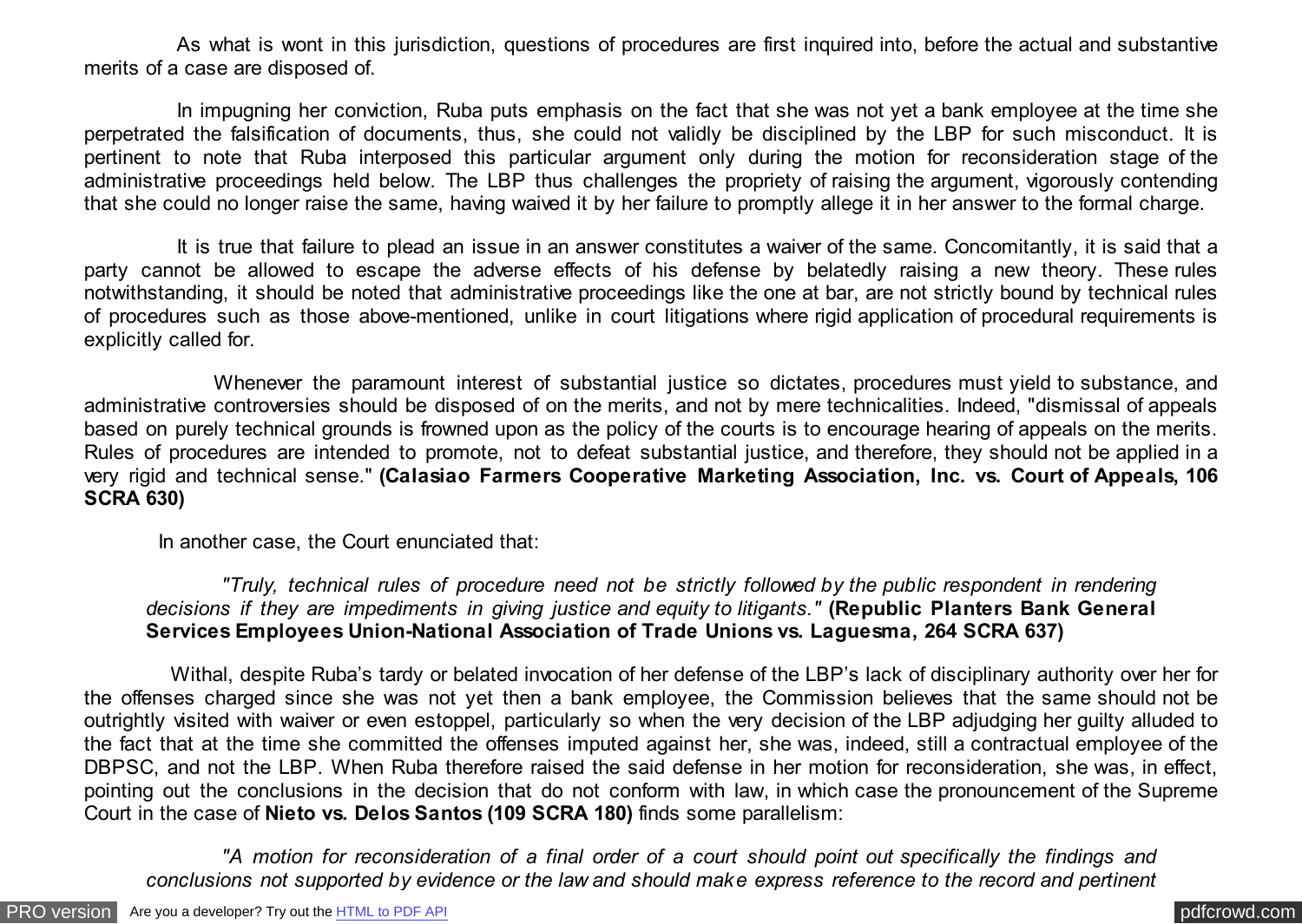As what is wont in this jurisdiction, questions of procedures are first inquired into, before the actual and substantive merits of a case are disposed of.

In impugning her conviction, Ruba puts emphasis on the fact that she was not yet a bank employee at the time she perpetrated the falsification of documents, thus, she could not validly be disciplined by the LBP for such misconduct. It is pertinent to note that Ruba interposed this particular argument only during the motion for reconsideration stage of the administrative proceedings held below. The LBP thus challenges the propriety of raising the argument, vigorously contending that she could no longer raise the same, having waived it by her failure to promptly allege it in her answer to the formal charge.

It is true that failure to plead an issue in an answer constitutes a waiver of the same. Concomitantly, it is said that a party cannot be allowed to escape the adverse effects of his defense by belatedly raising a new theory. These rules notwithstanding, it should be noted that administrative proceedings like the one at bar, are not strictly bound by technical rules of procedures such as those above-mentioned, unlike in court litigations where rigid application of procedural requirements is explicitly called for.

Whenever the paramount interest of substantial justice so dictates, procedures must yield to substance, and administrative controversies should be disposed of on the merits, and not by mere technicalities. Indeed, "dismissal of appeals based on purely technical grounds is frowned upon as the policy of the courts is to encourage hearing of appeals on the merits. Rules of procedures are intended to promote, not to defeat substantial justice, and therefore, they should not be applied in a very rigid and technical sense." **(Calasiao Farmers Cooperative Marketing Association, Inc. vs. Court of Appeals, 106 SCRA 630)**

In another case, the Court enunciated that:

> *"Truly, technical rules of procedure need not be strictly followed by the public respondent in rendering decisions if they are impediments in giving justice and equity to litigants."* **(Republic Planters Bank General Services Employees Union-National Association of Trade Unions vs. Laguesma, 264 SCRA 637)**

Withal, despite Ruba's tardy or belated invocation of her defense of the LBP's lack of disciplinary authority over her for the offenses charged since she was not yet then a bank employee, the Commission believes that the same should not be outrightly visited with waiver or even estoppel, particularly so when the very decision of the LBP adjudging her guilty alluded to the fact that at the time she committed the offenses imputed against her, she was, indeed, still a contractual employee of the DBPSC, and not the LBP. When Ruba therefore raised the said defense in her motion for reconsideration, she was, in effect, pointing out the conclusions in the decision that do not conform with law, in which case the pronouncement of the Supreme Court in the case of **Nieto vs. Delos Santos (109 SCRA 180)** finds some parallelism:

> *"A motion for reconsideration of a final order of a court should point out specifically the findings and conclusions not supported by evidence or the law and should make express reference to the record and pertinent*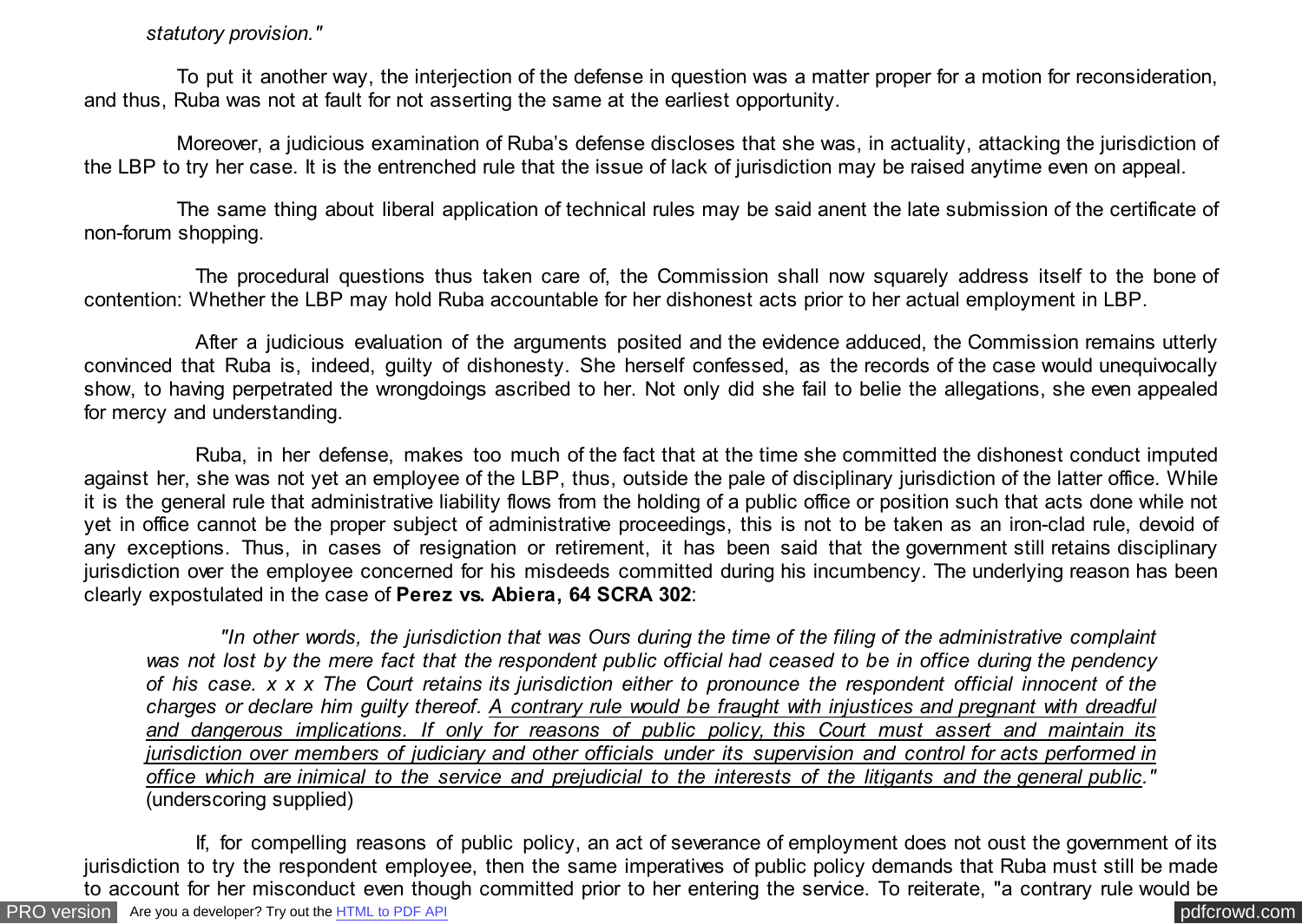*statutory provision."*

To put it another way, the interjection of the defense in question was a matter proper for a motion for reconsideration, and thus, Ruba was not at fault for not asserting the same at the earliest opportunity.

Moreover, a judicious examination of Ruba's defense discloses that she was, in actuality, attacking the jurisdiction of the LBP to try her case. It is the entrenched rule that the issue of lack of jurisdiction may be raised anytime even on appeal.

The same thing about liberal application of technical rules may be said anent the late submission of the certificate of non-forum shopping.

The procedural questions thus taken care of, the Commission shall now squarely address itself to the bone of contention: Whether the LBP may hold Ruba accountable for her dishonest acts prior to her actual employment in LBP.

After a judicious evaluation of the arguments posited and the evidence adduced, the Commission remains utterly convinced that Ruba is, indeed, guilty of dishonesty. She herself confessed, as the records of the case would unequivocally show, to having perpetrated the wrongdoings ascribed to her. Not only did she fail to belie the allegations, she even appealed for mercy and understanding.

Ruba, in her defense, makes too much of the fact that at the time she committed the dishonest conduct imputed against her, she was not yet an employee of the LBP, thus, outside the pale of disciplinary jurisdiction of the latter office. While it is the general rule that administrative liability flows from the holding of a public office or position such that acts done while not yet in office cannot be the proper subject of administrative proceedings, this is not to be taken as an iron-clad rule, devoid of any exceptions. Thus, in cases of resignation or retirement, it has been said that the government still retains disciplinary jurisdiction over the employee concerned for his misdeeds committed during his incumbency. The underlying reason has been clearly expostulated in the case of **Perez vs. Abiera, 64 SCRA 302**:

> *"In other words, the jurisdiction that was Ours during the time of the filing of the administrative complaint was not lost by the mere fact that the respondent public official had ceased to be in office during the pendency of his case. x x x The Court retains its jurisdiction either to pronounce the respondent official innocent of the charges or declare him guilty thereof. <u>A contrary rule would be fraught with injustices and pregnant with dreadful and dangerous implications. If only for reasons of public policy, this Court must assert and maintain its jurisdiction over members of judiciary and other officials under its supervision and control for acts performed in office which are inimical to the service and prejudicial to the interests of the litigants and the general public</u>."* (underscoring supplied)

If, for compelling reasons of public policy, an act of severance of employment does not oust the government of its jurisdiction to try the respondent employee, then the same imperatives of public policy demands that Ruba must still be made to account for her misconduct even though committed prior to her entering the service. To reiterate, "a contrary rule would be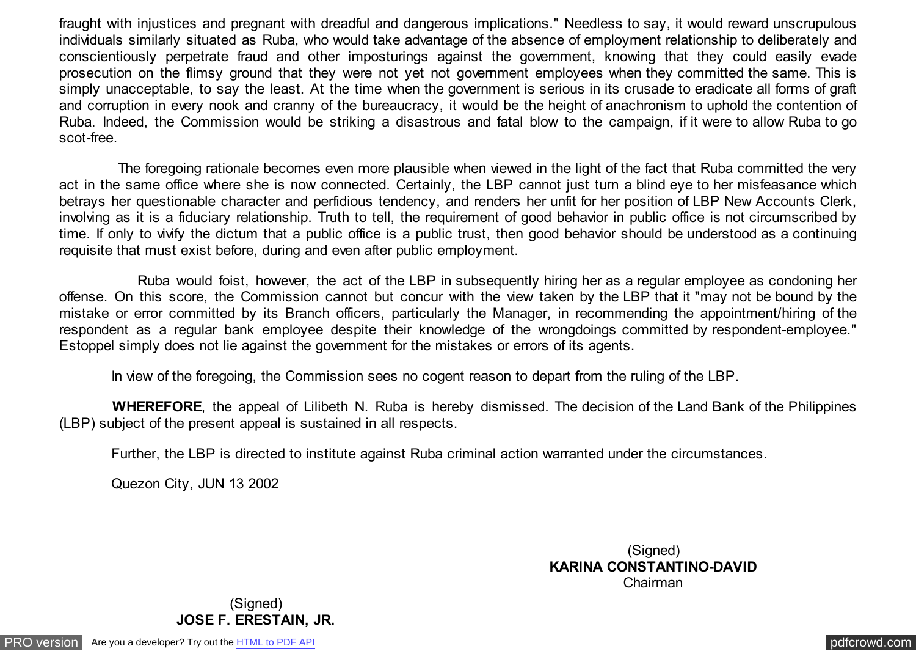fraught with injustices and pregnant with dreadful and dangerous implications." Needless to say, it would reward unscrupulous individuals similarly situated as Ruba, who would take advantage of the absence of employment relationship to deliberately and conscientiously perpetrate fraud and other imposturings against the government, knowing that they could easily evade prosecution on the flimsy ground that they were not yet not government employees when they committed the same. This is simply unacceptable, to say the least. At the time when the government is serious in its crusade to eradicate all forms of graft and corruption in every nook and cranny of the bureaucracy, it would be the height of anachronism to uphold the contention of Ruba. Indeed, the Commission would be striking a disastrous and fatal blow to the campaign, if it were to allow Ruba to go scot-free.

The foregoing rationale becomes even more plausible when viewed in the light of the fact that Ruba committed the very act in the same office where she is now connected. Certainly, the LBP cannot just turn a blind eye to her misfeasance which betrays her questionable character and perfidious tendency, and renders her unfit for her position of LBP New Accounts Clerk, involving as it is a fiduciary relationship. Truth to tell, the requirement of good behavior in public office is not circumscribed by time. If only to vivify the dictum that a public office is a public trust, then good behavior should be understood as a continuing requisite that must exist before, during and even after public employment.

Ruba would foist, however, the act of the LBP in subsequently hiring her as a regular employee as condoning her offense. On this score, the Commission cannot but concur with the view taken by the LBP that it "may not be bound by the mistake or error committed by its Branch officers, particularly the Manager, in recommending the appointment/hiring of the respondent as a regular bank employee despite their knowledge of the wrongdoings committed by respondent-employee." Estoppel simply does not lie against the government for the mistakes or errors of its agents.

In view of the foregoing, the Commission sees no cogent reason to depart from the ruling of the LBP.

**WHEREFORE**, the appeal of Lilibeth N. Ruba is hereby dismissed. The decision of the Land Bank of the Philippines (LBP) subject of the present appeal is sustained in all respects.

Further, the LBP is directed to institute against Ruba criminal action warranted under the circumstances.

Quezon City, JUN 13 2002

(Signed)
**KARINA CONSTANTINO-DAVID**
Chairman

(Signed)
**JOSE F. ERESTAIN, JR.**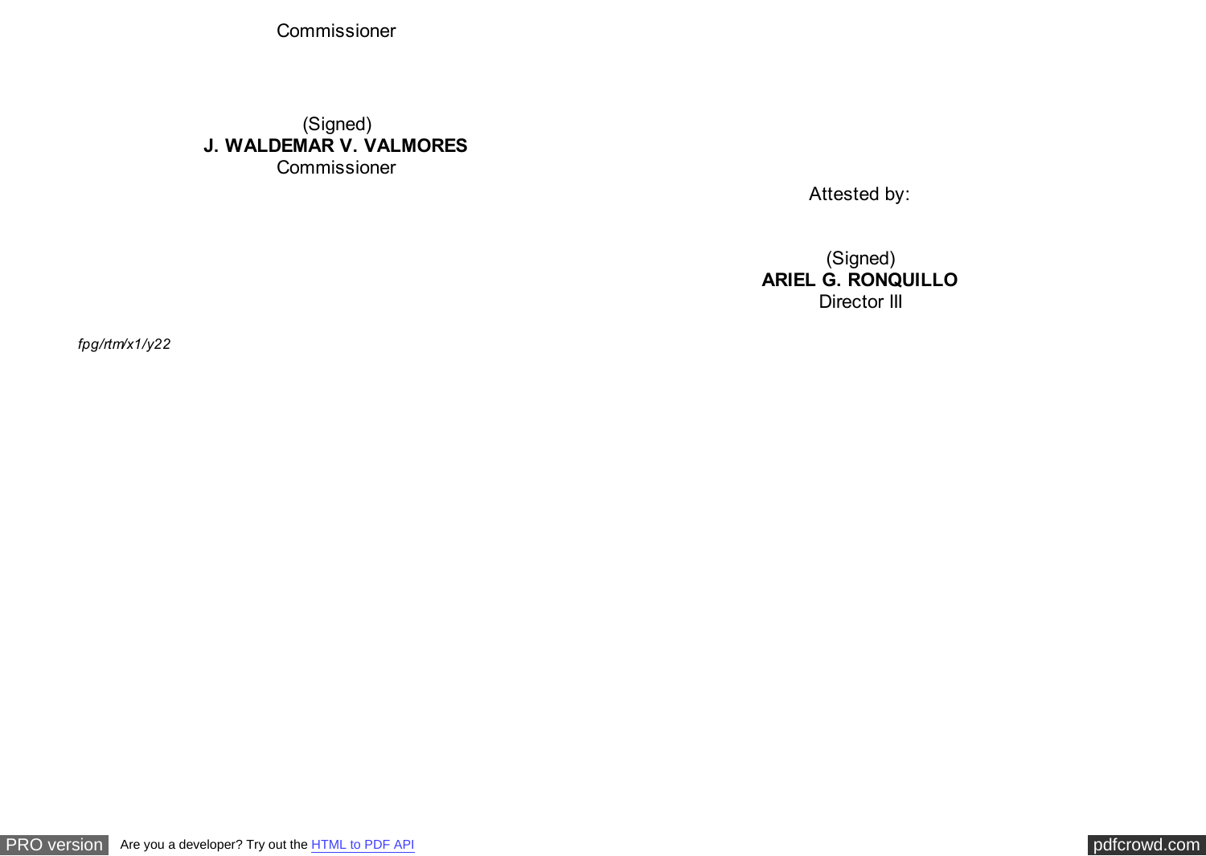Commissioner

(Signed)
**J. WALDEMAR V. VALMORES**
Commissioner

Attested by:

(Signed)
**ARIEL G. RONQUILLO**
Director III

*fpg/rtm/x1/y22*